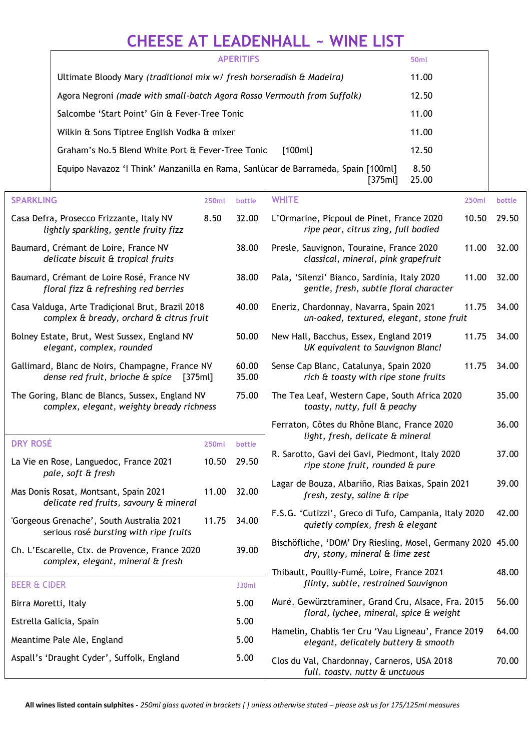# CHEESE AT LEADENHALL ~ WINE LIST

## APERITIFS

| APERITIFS | 50ml |
|---|---|
| Ultimate Bloody Mary *(traditional mix w/ fresh horseradish & Madeira)* | 11.00 |
| Agora Negroni *(made with small-batch Agora Rosso Vermouth from Suffolk)* | 12.50 |
| Salcombe 'Start Point' Gin & Fever-Tree Tonic | 11.00 |
| Wilkin & Sons Tiptree English Vodka & mixer | 11.00 |
| Graham's No.5 Blend White Port & Fever-Tree Tonic [100ml] | 12.50 |
| Equipo Navazoz 'I Think' Manzanilla en Rama, Sanlúcar de Barrameda, Spain [100ml] | 8.50 |
| [375ml] | 25.00 |

## SPARKLING

| SPARKLING | 250ml | bottle |
|---|---|---|
| Casa Defra, Prosecco Frizzante, Italy NV<br>*lightly sparkling, gentle fruity fizz* | 8.50 | 32.00 |
| Baumard, Crémant de Loire, France NV<br>*delicate biscuit & tropical fruits* | | 38.00 |
| Baumard, Crémant de Loire Rosé, France NV<br>*floral fizz & refreshing red berries* | | 38.00 |
| Casa Valduga, Arte Tradiçional Brut, Brazil 2018<br>*complex & bready, orchard & citrus fruit* | | 40.00 |
| Bolney Estate, Brut, West Sussex, England NV<br>*elegant, complex, rounded* | | 50.00 |
| Gallimard, Blanc de Noirs, Champagne, France NV<br>*dense red fruit, brioche & spice* [375ml] | | 60.00<br>35.00 |
| The Goring, Blanc de Blancs, Sussex, England NV<br>*complex, elegant, weighty bready richness* | | 75.00 |

## DRY ROSÉ

| DRY ROSÉ | 250ml | bottle |
|---|---|---|
| La Vie en Rose, Languedoc, France 2021<br>*pale, soft & fresh* | 10.50 | 29.50 |
| Mas Donis Rosat, Montsant, Spain 2021<br>*delicate red fruits, savoury & mineral* | 11.00 | 32.00 |
| 'Gorgeous Grenache', South Australia 2021<br>serious rosé *bursting with ripe fruits* | 11.75 | 34.00 |
| Ch. L'Escarelle, Ctx. de Provence, France 2020<br>*complex, elegant, mineral & fresh* | | 39.00 |

## BEER & CIDER

| BEER & CIDER | 330ml |
|---|---|
| Birra Moretti, Italy | 5.00 |
| Estrella Galicia, Spain | 5.00 |
| Meantime Pale Ale, England | 5.00 |
| Aspall's 'Draught Cyder', Suffolk, England | 5.00 |

## WHITE

| WHITE | 250ml | bottle |
|---|---|---|
| L'Ormarine, Picpoul de Pinet, France 2020<br>*ripe pear, citrus zing, full bodied* | 10.50 | 29.50 |
| Presle, Sauvignon, Touraine, France 2020<br>*classical, mineral, pink grapefruit* | 11.00 | 32.00 |
| Pala, 'Silenzi' Bianco, Sardinia, Italy 2020<br>*gentle, fresh, subtle floral character* | 11.00 | 32.00 |
| Eneriz, Chardonnay, Navarra, Spain 2021<br>*un-oaked, textured, elegant, stone fruit* | 11.75 | 34.00 |
| New Hall, Bacchus, Essex, England 2019<br>*UK equivalent to Sauvignon Blanc!* | 11.75 | 34.00 |
| Sense Cap Blanc, Catalunya, Spain 2020<br>*rich & toasty with ripe stone fruits* | 11.75 | 34.00 |
| The Tea Leaf, Western Cape, South Africa 2020<br>*toasty, nutty, full & peachy* | | 35.00 |
| Ferraton, Côtes du Rhône Blanc, France 2020<br>*light, fresh, delicate & mineral* | | 36.00 |
| R. Sarotto, Gavi dei Gavi, Piedmont, Italy 2020<br>*ripe stone fruit, rounded & pure* | | 37.00 |
| Lagar de Bouza, Albariño, Rias Baixas, Spain 2021<br>*fresh, zesty, saline & ripe* | | 39.00 |
| F.S.G. 'Cutizzi', Greco di Tufo, Campania, Italy 2020<br>*quietly complex, fresh & elegant* | | 42.00 |
| Bischöfliche, 'DOM' Dry Riesling, Mosel, Germany 2020<br>*dry, stony, mineral & lime zest* | | 45.00 |
| Thibault, Pouilly-Fumé, Loire, France 2021<br>*flinty, subtle, restrained Sauvignon* | | 48.00 |
| Muré, Gewürztraminer, Grand Cru, Alsace, Fra. 2015<br>*floral, lychee, mineral, spice & weight* | | 56.00 |
| Hamelin, Chablis 1er Cru 'Vau Ligneau', France 2019<br>*elegant, delicately buttery & smooth* | | 64.00 |
| Clos du Val, Chardonnay, Carneros, USA 2018<br>*full, toasty, nutty & unctuous* | | 70.00 |

**All wines listed contain sulphites -** *250ml glass quoted in brackets [ ] unless otherwise stated – please ask us for 175/125ml measures*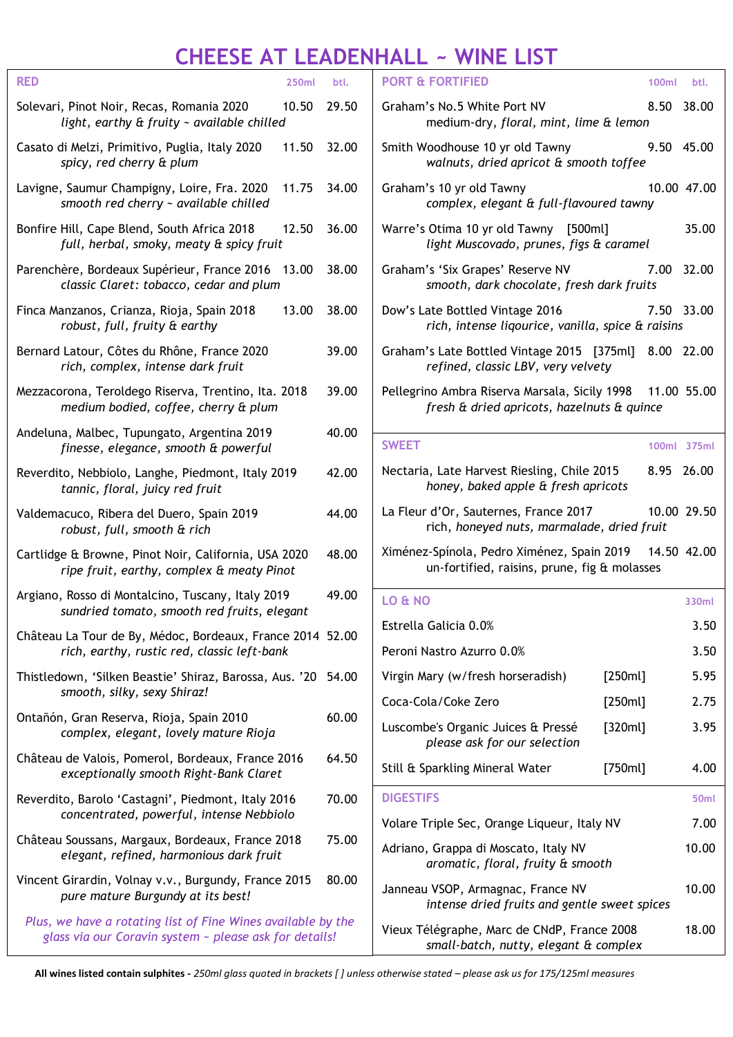# CHEESE AT LEADENHALL ~ WINE LIST

## RED

| RED | 250ml | btl. |
|---|---|---|
| Solevari, Pinot Noir, Recas, Romania 2020 *light, earthy & fruity ~ available chilled* | 10.50 | 29.50 |
| Casato di Melzi, Primitivo, Puglia, Italy 2020 *spicy, red cherry & plum* | 11.50 | 32.00 |
| Lavigne, Saumur Champigny, Loire, Fra. 2020 *smooth red cherry ~ available chilled* | 11.75 | 34.00 |
| Bonfire Hill, Cape Blend, South Africa 2018 *full, herbal, smoky, meaty & spicy fruit* | 12.50 | 36.00 |
| Parenchère, Bordeaux Supérieur, France 2016 *classic Claret: tobacco, cedar and plum* | 13.00 | 38.00 |
| Finca Manzanos, Crianza, Rioja, Spain 2018 *robust, full, fruity & earthy* | 13.00 | 38.00 |
| Bernard Latour, Côtes du Rhône, France 2020 *rich, complex, intense dark fruit* | | 39.00 |
| Mezzacorona, Teroldego Riserva, Trentino, Ita. 2018 *medium bodied, coffee, cherry & plum* | | 39.00 |
| Andeluna, Malbec, Tupungato, Argentina 2019 *finesse, elegance, smooth & powerful* | | 40.00 |
| Reverdito, Nebbiolo, Langhe, Piedmont, Italy 2019 *tannic, floral, juicy red fruit* | | 42.00 |
| Valdemacuco, Ribera del Duero, Spain 2019 *robust, full, smooth & rich* | | 44.00 |
| Cartlidge & Browne, Pinot Noir, California, USA 2020 *ripe fruit, earthy, complex & meaty Pinot* | | 48.00 |
| Argiano, Rosso di Montalcino, Tuscany, Italy 2019 *sundried tomato, smooth red fruits, elegant* | | 49.00 |
| Château La Tour de By, Médoc, Bordeaux, France 2014 *rich, earthy, rustic red, classic left-bank* | | 52.00 |
| Thistledown, 'Silken Beastie' Shiraz, Barossa, Aus. '20 *smooth, silky, sexy Shiraz!* | | 54.00 |
| Ontañón, Gran Reserva, Rioja, Spain 2010 *complex, elegant, lovely mature Rioja* | | 60.00 |
| Château de Valois, Pomerol, Bordeaux, France 2016 *exceptionally smooth Right-Bank Claret* | | 64.50 |
| Reverdito, Barolo 'Castagni', Piedmont, Italy 2016 *concentrated, powerful, intense Nebbiolo* | | 70.00 |
| Château Soussans, Margaux, Bordeaux, France 2018 *elegant, refined, harmonious dark fruit* | | 75.00 |
| Vincent Girardin, Volnay v.v., Burgundy, France 2015 *pure mature Burgundy at its best!* | | 80.00 |

*Plus, we have a rotating list of Fine Wines available by the glass via our Coravin system ~ please ask for details!*

## PORT & FORTIFIED

| PORT & FORTIFIED | 100ml | btl. |
|---|---|---|
| Graham's No.5 White Port NV *medium-dry, floral, mint, lime & lemon* | 8.50 | 38.00 |
| Smith Woodhouse 10 yr old Tawny *walnuts, dried apricot & smooth toffee* | 9.50 | 45.00 |
| Graham's 10 yr old Tawny *complex, elegant & full-flavoured tawny* | 10.00 | 47.00 |
| Warre's Otima 10 yr old Tawny [500ml] *light Muscovado, prunes, figs & caramel* | | 35.00 |
| Graham's 'Six Grapes' Reserve NV *smooth, dark chocolate, fresh dark fruits* | 7.00 | 32.00 |
| Dow's Late Bottled Vintage 2016 *rich, intense liqourice, vanilla, spice & raisins* | 7.50 | 33.00 |
| Graham's Late Bottled Vintage 2015 [375ml] *refined, classic LBV, very velvety* | 8.00 | 22.00 |
| Pellegrino Ambra Riserva Marsala, Sicily 1998 *fresh & dried apricots, hazelnuts & quince* | 11.00 | 55.00 |

## SWEET

| SWEET | 100ml | 375ml |
|---|---|---|
| Nectaria, Late Harvest Riesling, Chile 2015 *honey, baked apple & fresh apricots* | 8.95 | 26.00 |
| La Fleur d'Or, Sauternes, France 2017 *rich, honeyed nuts, marmalade, dried fruit* | 10.00 | 29.50 |
| Ximénez-Spínola, Pedro Ximénez, Spain 2019 *un-fortified, raisins, prune, fig & molasses* | 14.50 | 42.00 |

## LO & NO

| LO & NO | | 330ml |
|---|---|---|
| Estrella Galicia 0.0% | | 3.50 |
| Peroni Nastro Azzurro 0.0% | | 3.50 |
| Virgin Mary (w/fresh horseradish) | [250ml] | 5.95 |
| Coca-Cola/Coke Zero | [250ml] | 2.75 |
| Luscombe's Organic Juices & Pressé *please ask for our selection* | [320ml] | 3.95 |
| Still & Sparkling Mineral Water | [750ml] | 4.00 |

## DIGESTIFS

| DIGESTIFS | 50ml |
|---|---|
| Volare Triple Sec, Orange Liqueur, Italy NV | 7.00 |
| Adriano, Grappa di Moscato, Italy NV *aromatic, floral, fruity & smooth* | 10.00 |
| Janneau VSOP, Armagnac, France NV *intense dried fruits and gentle sweet spices* | 10.00 |
| Vieux Télégraphe, Marc de CNdP, France 2008 *small-batch, nutty, elegant & complex* | 18.00 |

**All wines listed contain sulphites -** *250ml glass quoted in brackets [ ] unless otherwise stated – please ask us for 175/125ml measures*